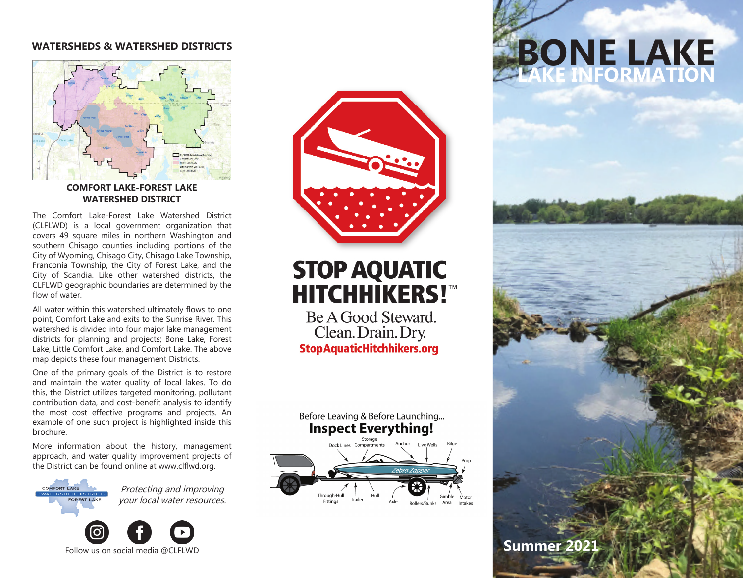## WATERSHEDS & WATERSHED DISTRICTS

### COMFORT LAKE-FOREST LAKE WATERSHED DISTRICT

The Comfort Lake-Forest Lake Watershed District (CLFLWD) is a local government organization that covers 49 square miles in northern Washington and southern Chisago counties including portions of the City of Wyoming, Chisago City, Chisago Lake Township, Franconia Township, the City of Forest Lake, and the City of Scandia. Like other watershed districts, the CLFLWD geographic boundaries are determined by the flow of water.

All water within this watershed ultimately flows to one point, Comfort Lake and exits to the Sunrise River. This watershed is divided into four major lake management districts for planning and projects; Bone Lake, Forest Lake, Little Comfort Lake, and Comfort Lake. The above map depicts these four management Districts.

One of the primary goals of the District is to restore and maintain the water quality of local lakes. To do this, the District utilizes targeted monitoring, pollutant contribution data, and cost-benefit analysis to identify the most cost effective programs and projects. An example of one such project is highlighted inside this brochure.

More information about the history, management approach, and water quality improvement projects of the District can be found online at www.clflwd.org.

COMFORT LAKE - WATERSHED DISTRICT - FOREST LAKE

*Protecting and improving your local water resources.*

Follow us on social media @CLFLWD

## STOP AQUATIC HITCHHIKERS!™

Be A Good Steward.
Clean. Drain. Dry.
**StopAquaticHitchhikers.org**

Before Leaving & Before Launching...
**Inspect Everything!**

Dock Lines, Storage Compartments, Anchor, Live Wells, Bilge, Prop, Through-Hull Fittings, Trailer, Hull, Axle, Rollers/Bunks, Gimble Area, Motor Intakes

Zebra Zapper

# BONE LAKE
## LAKE INFORMATION

**Summer 2021**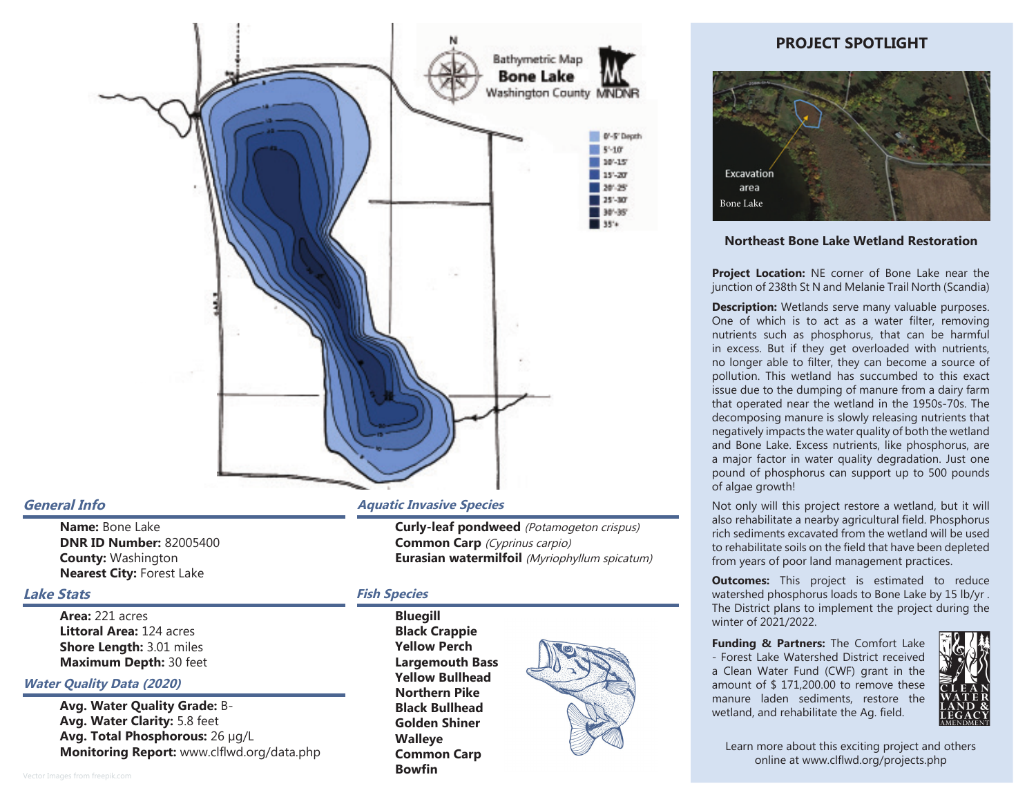Bathymetric Map
Bone Lake
Washington County MNDNR

0'-5' Depth
5'-10'
10'-15'
15'-20'
20'-25'
25'-30'
30'-35'
35'+

## General Info

**Name:** Bone Lake
**DNR ID Number:** 82005400
**County:** Washington
**Nearest City:** Forest Lake

## Lake Stats

**Area:** 221 acres
**Littoral Area:** 124 acres
**Shore Length:** 3.01 miles
**Maximum Depth:** 30 feet

## Water Quality Data (2020)

**Avg. Water Quality Grade:** B-
**Avg. Water Clarity:** 5.8 feet
**Avg. Total Phosphorous:** 26 µg/L
**Monitoring Report:** www.clflwd.org/data.php

## Aquatic Invasive Species

**Curly-leaf pondweed** *(Potamogeton crispus)*
**Common Carp** *(Cyprinus carpio)*
**Eurasian watermilfoil** *(Myriophyllum spicatum)*

## Fish Species

**Bluegill**
**Black Crappie**
**Yellow Perch**
**Largemouth Bass**
**Yellow Bullhead**
**Northern Pike**
**Black Bullhead**
**Golden Shiner**
**Walleye**
**Common Carp**
**Bowfin**

Vector Images from freepik.com

## PROJECT SPOTLIGHT

Excavation area
Bone Lake

### Northeast Bone Lake Wetland Restoration

**Project Location:** NE corner of Bone Lake near the junction of 238th St N and Melanie Trail North (Scandia)

**Description:** Wetlands serve many valuable purposes. One of which is to act as a water filter, removing nutrients such as phosphorus, that can be harmful in excess. But if they get overloaded with nutrients, no longer able to filter, they can become a source of pollution. This wetland has succumbed to this exact issue due to the dumping of manure from a dairy farm that operated near the wetland in the 1950s-70s. The decomposing manure is slowly releasing nutrients that negatively impacts the water quality of both the wetland and Bone Lake. Excess nutrients, like phosphorus, are a major factor in water quality degradation. Just one pound of phosphorus can support up to 500 pounds of algae growth!

Not only will this project restore a wetland, but it will also rehabilitate a nearby agricultural field. Phosphorus rich sediments excavated from the wetland will be used to rehabilitate soils on the field that have been depleted from years of poor land management practices.

**Outcomes:** This project is estimated to reduce watershed phosphorus loads to Bone Lake by 15 lb/yr . The District plans to implement the project during the winter of 2021/2022.

**Funding & Partners:** The Comfort Lake - Forest Lake Watershed District received a Clean Water Fund (CWF) grant in the amount of $ 171,200.00 to remove these manure laden sediments, restore the wetland, and rehabilitate the Ag. field.

CLEAN WATER LAND & LEGACY AMENDMENT

Learn more about this exciting project and others online at www.clflwd.org/projects.php